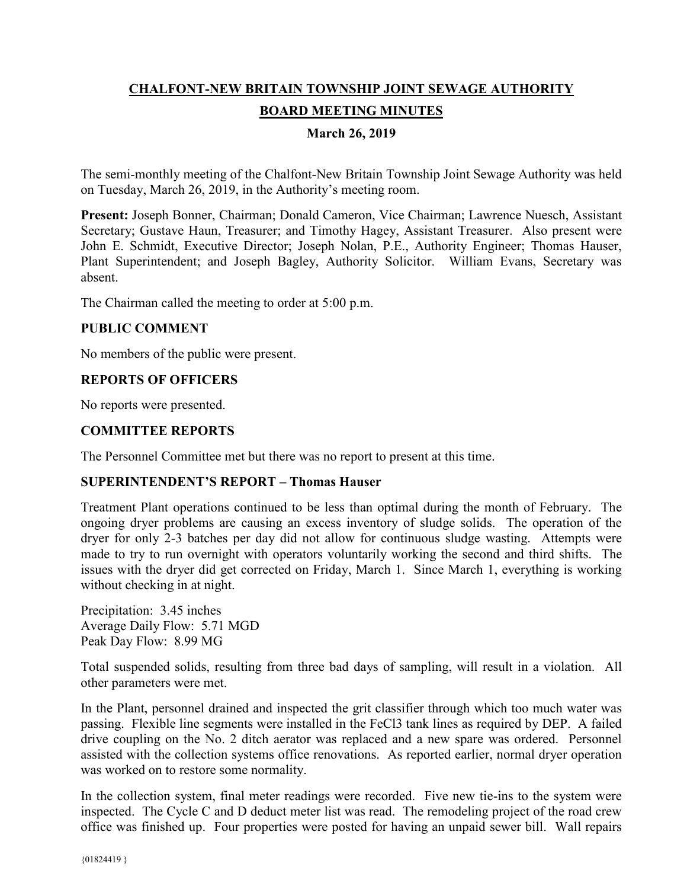# CHALFONT-NEW BRITAIN TOWNSHIP JOINT SEWAGE AUTHORITY

## BOARD MEETING MINUTES

### March 26, 2019

The semi-monthly meeting of the Chalfont-New Britain Township Joint Sewage Authority was held on Tuesday, March 26, 2019, in the Authority's meeting room.

**Present:** Joseph Bonner, Chairman; Donald Cameron, Vice Chairman; Lawrence Nuesch, Assistant Secretary; Gustave Haun, Treasurer; and Timothy Hagey, Assistant Treasurer. Also present were John E. Schmidt, Executive Director; Joseph Nolan, P.E., Authority Engineer; Thomas Hauser, Plant Superintendent; and Joseph Bagley, Authority Solicitor. William Evans, Secretary was absent.

The Chairman called the meeting to order at 5:00 p.m.

**PUBLIC COMMENT**

No members of the public were present.

**REPORTS OF OFFICERS**

No reports were presented.

**COMMITTEE REPORTS**

The Personnel Committee met but there was no report to present at this time.

**SUPERINTENDENT'S REPORT – Thomas Hauser**

Treatment Plant operations continued to be less than optimal during the month of February. The ongoing dryer problems are causing an excess inventory of sludge solids. The operation of the dryer for only 2-3 batches per day did not allow for continuous sludge wasting. Attempts were made to try to run overnight with operators voluntarily working the second and third shifts. The issues with the dryer did get corrected on Friday, March 1. Since March 1, everything is working without checking in at night.

Precipitation: 3.45 inches
Average Daily Flow: 5.71 MGD
Peak Day Flow: 8.99 MG

Total suspended solids, resulting from three bad days of sampling, will result in a violation. All other parameters were met.

In the Plant, personnel drained and inspected the grit classifier through which too much water was passing. Flexible line segments were installed in the $FeCl_3$ tank lines as required by DEP. A failed drive coupling on the No. 2 ditch aerator was replaced and a new spare was ordered. Personnel assisted with the collection systems office renovations. As reported earlier, normal dryer operation was worked on to restore some normality.

In the collection system, final meter readings were recorded. Five new tie-ins to the system were inspected. The Cycle C and D deduct meter list was read. The remodeling project of the road crew office was finished up. Four properties were posted for having an unpaid sewer bill. Wall repairs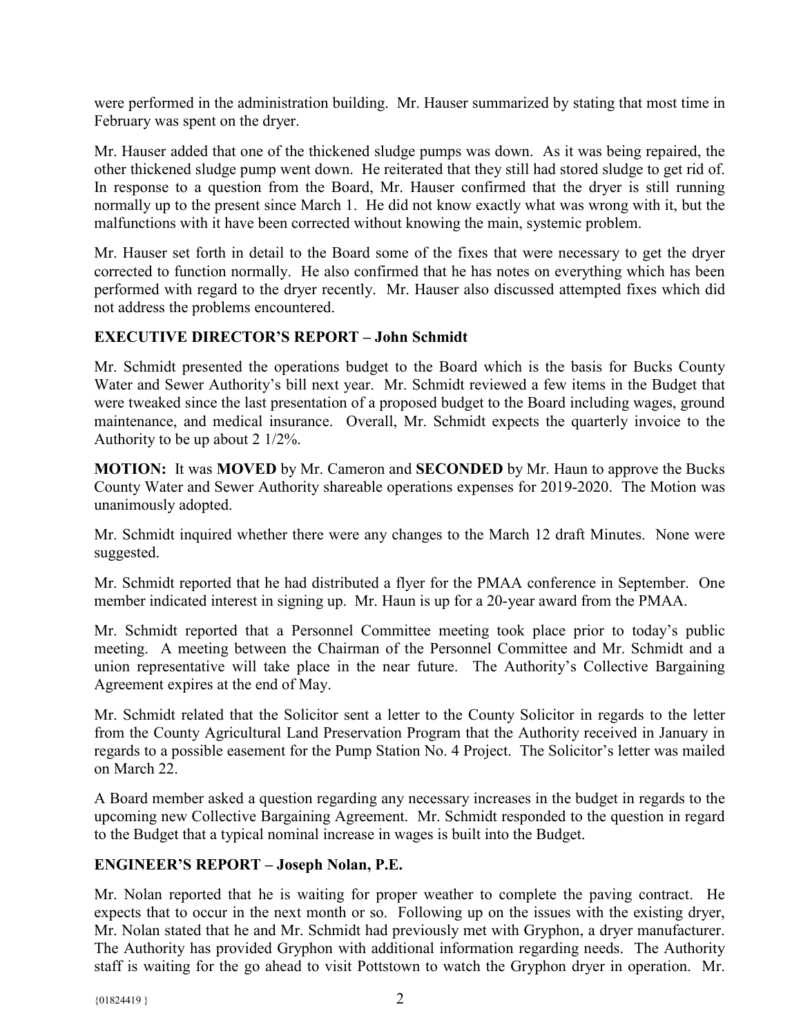were performed in the administration building. Mr. Hauser summarized by stating that most time in February was spent on the dryer.

Mr. Hauser added that one of the thickened sludge pumps was down. As it was being repaired, the other thickened sludge pump went down. He reiterated that they still had stored sludge to get rid of. In response to a question from the Board, Mr. Hauser confirmed that the dryer is still running normally up to the present since March 1. He did not know exactly what was wrong with it, but the malfunctions with it have been corrected without knowing the main, systemic problem.

Mr. Hauser set forth in detail to the Board some of the fixes that were necessary to get the dryer corrected to function normally. He also confirmed that he has notes on everything which has been performed with regard to the dryer recently. Mr. Hauser also discussed attempted fixes which did not address the problems encountered.

**EXECUTIVE DIRECTOR'S REPORT – John Schmidt**

Mr. Schmidt presented the operations budget to the Board which is the basis for Bucks County Water and Sewer Authority's bill next year. Mr. Schmidt reviewed a few items in the Budget that were tweaked since the last presentation of a proposed budget to the Board including wages, ground maintenance, and medical insurance. Overall, Mr. Schmidt expects the quarterly invoice to the Authority to be up about 2 1/2%.

**MOTION:** It was **MOVED** by Mr. Cameron and **SECONDED** by Mr. Haun to approve the Bucks County Water and Sewer Authority shareable operations expenses for 2019-2020. The Motion was unanimously adopted.

Mr. Schmidt inquired whether there were any changes to the March 12 draft Minutes. None were suggested.

Mr. Schmidt reported that he had distributed a flyer for the PMAA conference in September. One member indicated interest in signing up. Mr. Haun is up for a 20-year award from the PMAA.

Mr. Schmidt reported that a Personnel Committee meeting took place prior to today's public meeting. A meeting between the Chairman of the Personnel Committee and Mr. Schmidt and a union representative will take place in the near future. The Authority's Collective Bargaining Agreement expires at the end of May.

Mr. Schmidt related that the Solicitor sent a letter to the County Solicitor in regards to the letter from the County Agricultural Land Preservation Program that the Authority received in January in regards to a possible easement for the Pump Station No. 4 Project. The Solicitor's letter was mailed on March 22.

A Board member asked a question regarding any necessary increases in the budget in regards to the upcoming new Collective Bargaining Agreement. Mr. Schmidt responded to the question in regard to the Budget that a typical nominal increase in wages is built into the Budget.

**ENGINEER'S REPORT – Joseph Nolan, P.E.**

Mr. Nolan reported that he is waiting for proper weather to complete the paving contract. He expects that to occur in the next month or so. Following up on the issues with the existing dryer, Mr. Nolan stated that he and Mr. Schmidt had previously met with Gryphon, a dryer manufacturer. The Authority has provided Gryphon with additional information regarding needs. The Authority staff is waiting for the go ahead to visit Pottstown to watch the Gryphon dryer in operation. Mr.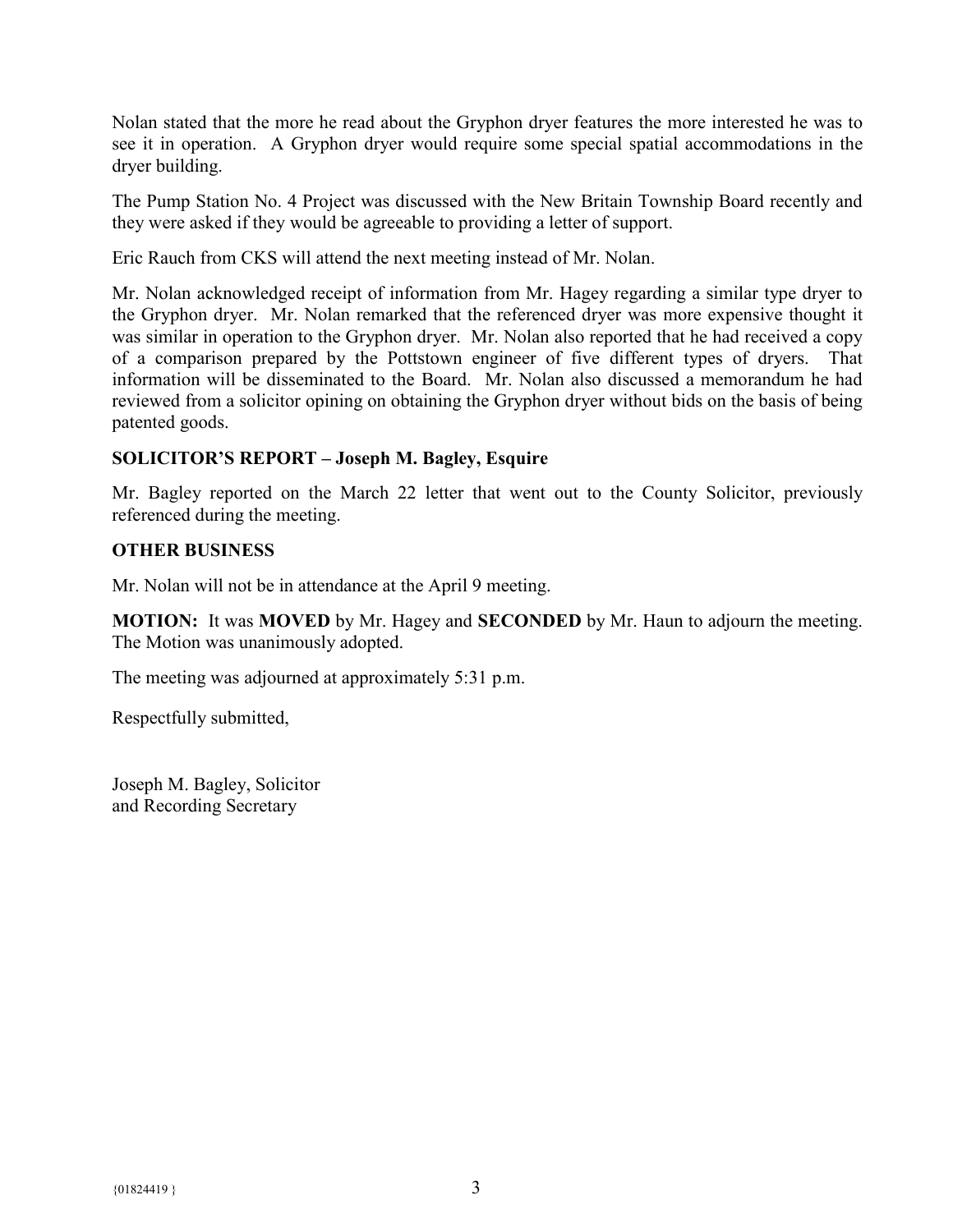Nolan stated that the more he read about the Gryphon dryer features the more interested he was to see it in operation. A Gryphon dryer would require some special spatial accommodations in the dryer building.

The Pump Station No. 4 Project was discussed with the New Britain Township Board recently and they were asked if they would be agreeable to providing a letter of support.

Eric Rauch from CKS will attend the next meeting instead of Mr. Nolan.

Mr. Nolan acknowledged receipt of information from Mr. Hagey regarding a similar type dryer to the Gryphon dryer. Mr. Nolan remarked that the referenced dryer was more expensive thought it was similar in operation to the Gryphon dryer. Mr. Nolan also reported that he had received a copy of a comparison prepared by the Pottstown engineer of five different types of dryers. That information will be disseminated to the Board. Mr. Nolan also discussed a memorandum he had reviewed from a solicitor opining on obtaining the Gryphon dryer without bids on the basis of being patented goods.

**SOLICITOR'S REPORT – Joseph M. Bagley, Esquire**

Mr. Bagley reported on the March 22 letter that went out to the County Solicitor, previously referenced during the meeting.

**OTHER BUSINESS**

Mr. Nolan will not be in attendance at the April 9 meeting.

**MOTION:** It was **MOVED** by Mr. Hagey and **SECONDED** by Mr. Haun to adjourn the meeting. The Motion was unanimously adopted.

The meeting was adjourned at approximately 5:31 p.m.

Respectfully submitted,

Joseph M. Bagley, Solicitor
and Recording Secretary